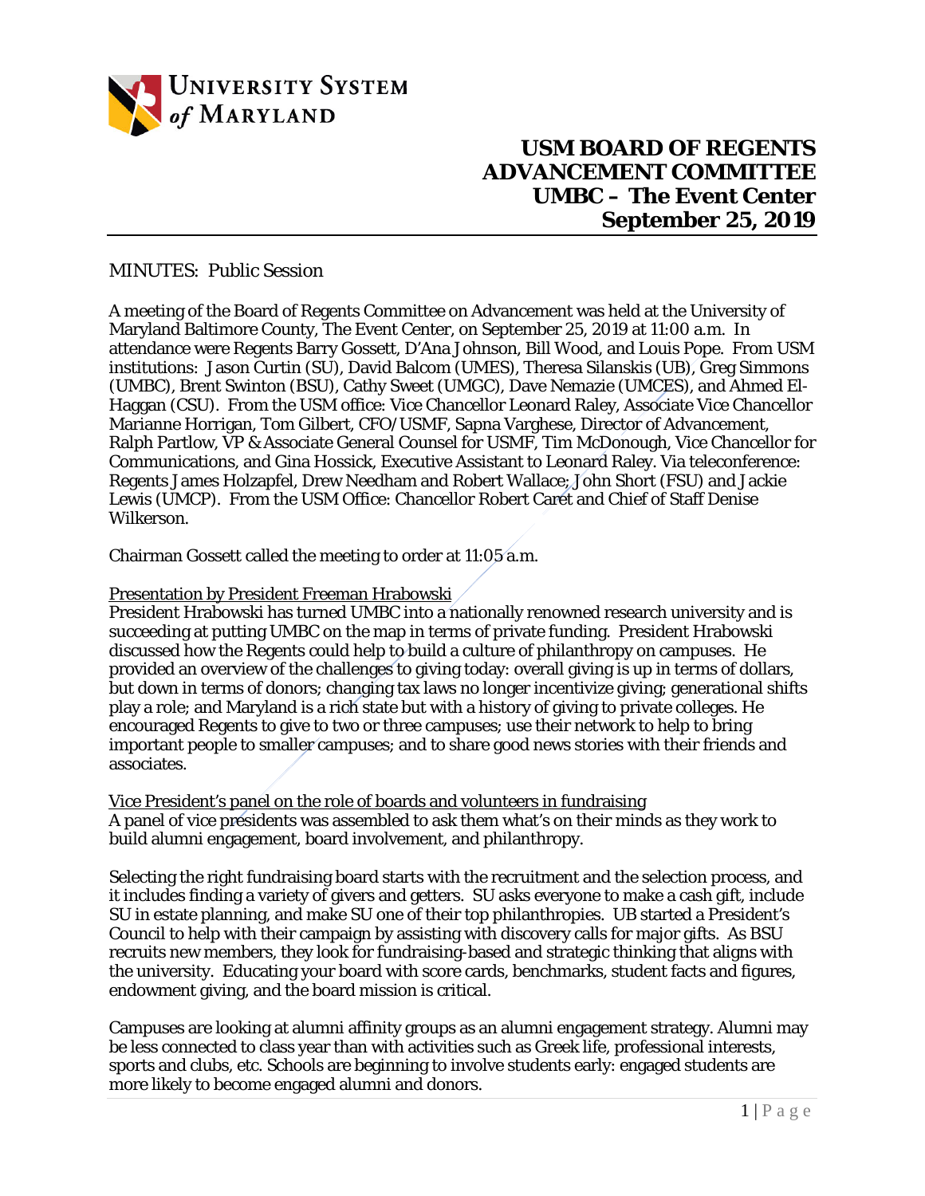UNIVERSITY SYSTEM of MARYLAND

# USM BOARD OF REGENTS ADVANCEMENT COMMITTEE UMBC – The Event Center September 25, 2019

MINUTES: Public Session

A meeting of the Board of Regents Committee on Advancement was held at the University of Maryland Baltimore County, The Event Center, on September 25, 2019 at 11:00 a.m. In attendance were Regents Barry Gossett, D'Ana Johnson, Bill Wood, and Louis Pope. From USM institutions: Jason Curtin (SU), David Balcom (UMES), Theresa Silanskis (UB), Greg Simmons (UMBC), Brent Swinton (BSU), Cathy Sweet (UMGC), Dave Nemazie (UMCES), and Ahmed El-Haggan (CSU). From the USM office: Vice Chancellor Leonard Raley, Associate Vice Chancellor Marianne Horrigan, Tom Gilbert, CFO/USMF, Sapna Varghese, Director of Advancement, Ralph Partlow, VP & Associate General Counsel for USMF, Tim McDonough, Vice Chancellor for Communications, and Gina Hossick, Executive Assistant to Leonard Raley. Via teleconference: Regents James Holzapfel, Drew Needham and Robert Wallace; John Short (FSU) and Jackie Lewis (UMCP). From the USM Office: Chancellor Robert Caret and Chief of Staff Denise Wilkerson.

Chairman Gossett called the meeting to order at 11:05 a.m.

<u>Presentation by President Freeman Hrabowski</u>
President Hrabowski has turned UMBC into a nationally renowned research university and is succeeding at putting UMBC on the map in terms of private funding. President Hrabowski discussed how the Regents could help to build a culture of philanthropy on campuses. He provided an overview of the challenges to giving today: overall giving is up in terms of dollars, but down in terms of donors; changing tax laws no longer incentivize giving; generational shifts play a role; and Maryland is a rich state but with a history of giving to private colleges. He encouraged Regents to give to two or three campuses; use their network to help to bring important people to smaller campuses; and to share good news stories with their friends and associates.

<u>Vice President's panel on the role of boards and volunteers in fundraising</u>
A panel of vice presidents was assembled to ask them what's on their minds as they work to build alumni engagement, board involvement, and philanthropy.

Selecting the right fundraising board starts with the recruitment and the selection process, and it includes finding a variety of givers and getters. SU asks everyone to make a cash gift, include SU in estate planning, and make SU one of their top philanthropies. UB started a President's Council to help with their campaign by assisting with discovery calls for major gifts. As BSU recruits new members, they look for fundraising-based and strategic thinking that aligns with the university. Educating your board with score cards, benchmarks, student facts and figures, endowment giving, and the board mission is critical.

Campuses are looking at alumni affinity groups as an alumni engagement strategy. Alumni may be less connected to class year than with activities such as Greek life, professional interests, sports and clubs, etc. Schools are beginning to involve students early: engaged students are more likely to become engaged alumni and donors.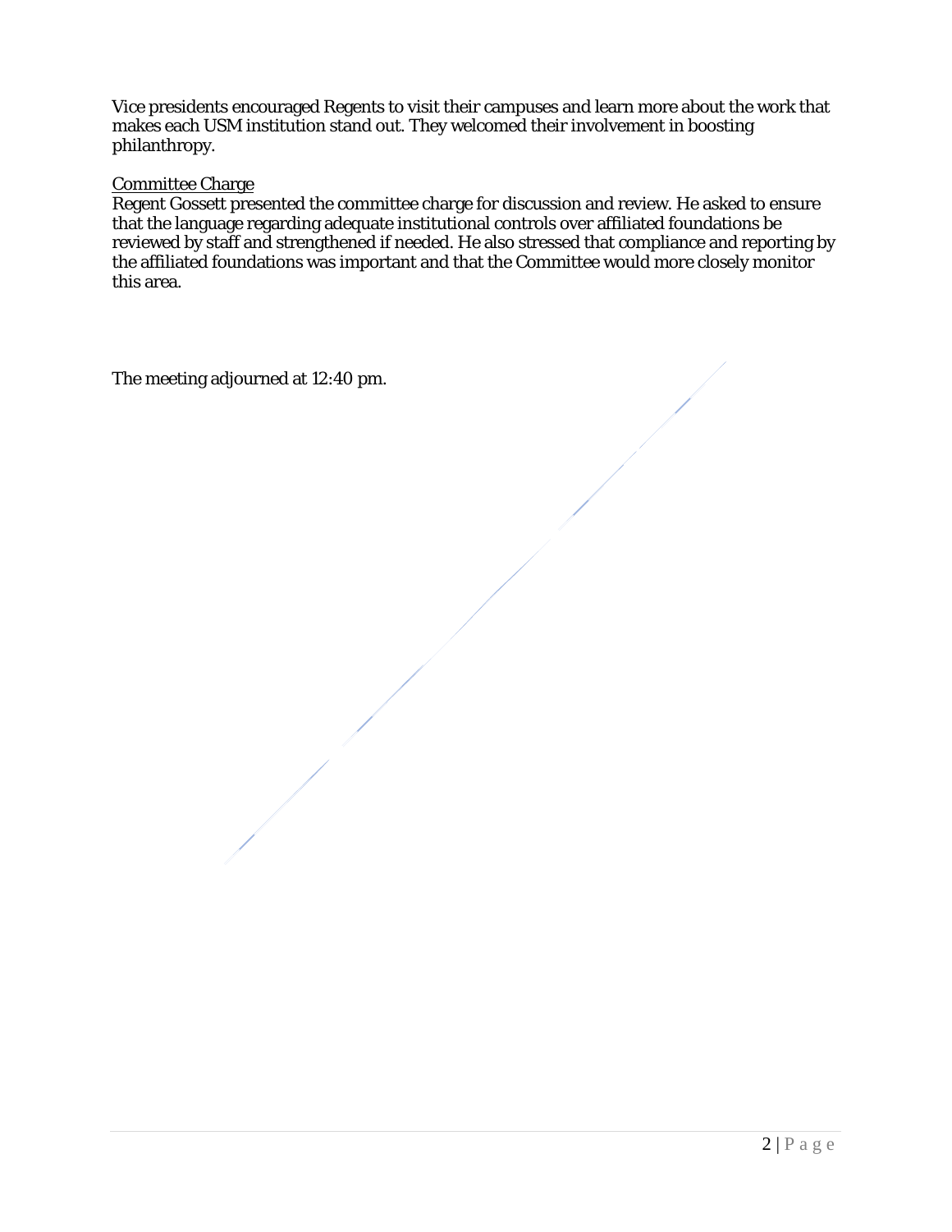Vice presidents encouraged Regents to visit their campuses and learn more about the work that makes each USM institution stand out. They welcomed their involvement in boosting philanthropy.

<u>Committee Charge</u>

Regent Gossett presented the committee charge for discussion and review. He asked to ensure that the language regarding adequate institutional controls over affiliated foundations be reviewed by staff and strengthened if needed. He also stressed that compliance and reporting by the affiliated foundations was important and that the Committee would more closely monitor this area.

The meeting adjourned at 12:40 pm.